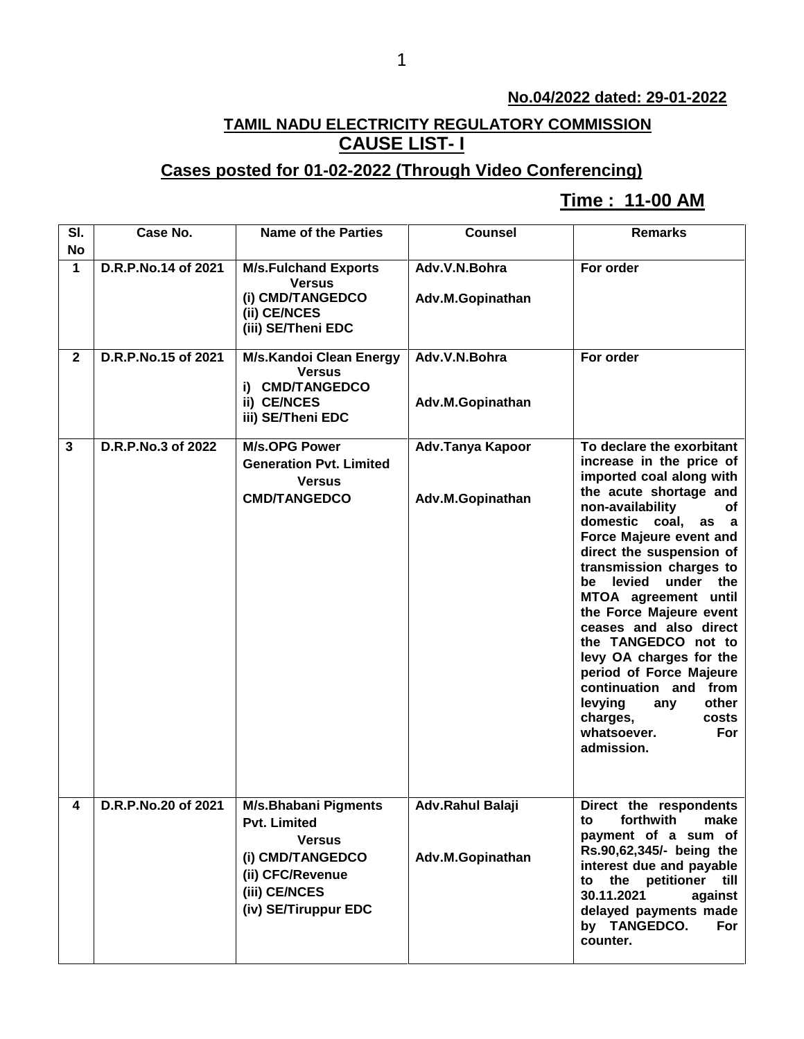**No.04/2022 dated: 29-01-2022**

## TAMIL NADU ELECTRICITY REGULATORY COMMISSION
## CAUSE LIST- I

### Cases posted for 01-02-2022 (Through Video Conferencing)

**Time : 11-00 AM**

| Sl. No | Case No. | Name of the Parties | Counsel | Remarks |
|---|---|---|---|---|
| 1 | D.R.P.No.14 of 2021 | M/s.Fulchand Exports<br>Versus<br>(i) CMD/TANGEDCO<br>(ii) CE/NCES<br>(iii) SE/Theni EDC | Adv.V.N.Bohra<br><br>Adv.M.Gopinathan | For order |
| 2 | D.R.P.No.15 of 2021 | M/s.Kandoi Clean Energy<br>Versus<br>i) CMD/TANGEDCO<br>ii) CE/NCES<br>iii) SE/Theni EDC | Adv.V.N.Bohra<br><br>Adv.M.Gopinathan | For order |
| 3 | D.R.P.No.3 of 2022 | M/s.OPG Power Generation Pvt. Limited<br>Versus<br>CMD/TANGEDCO | Adv.Tanya Kapoor<br><br>Adv.M.Gopinathan | To declare the exorbitant increase in the price of imported coal along with the acute shortage and non-availability of domestic coal, as a Force Majeure event and direct the suspension of transmission charges to be levied under the MTOA agreement until the Force Majeure event ceases and also direct the TANGEDCO not to levy OA charges for the period of Force Majeure continuation and from levying any other charges, costs whatsoever. For admission. |
| 4 | D.R.P.No.20 of 2021 | M/s.Bhabani Pigments Pvt. Limited<br>Versus<br>(i) CMD/TANGEDCO<br>(ii) CFC/Revenue<br>(iii) CE/NCES<br>(iv) SE/Tiruppur EDC | Adv.Rahul Balaji<br><br>Adv.M.Gopinathan | Direct the respondents to forthwith make payment of a sum of Rs.90,62,345/- being the interest due and payable to the petitioner till 30.11.2021 against delayed payments made by TANGEDCO. For counter. |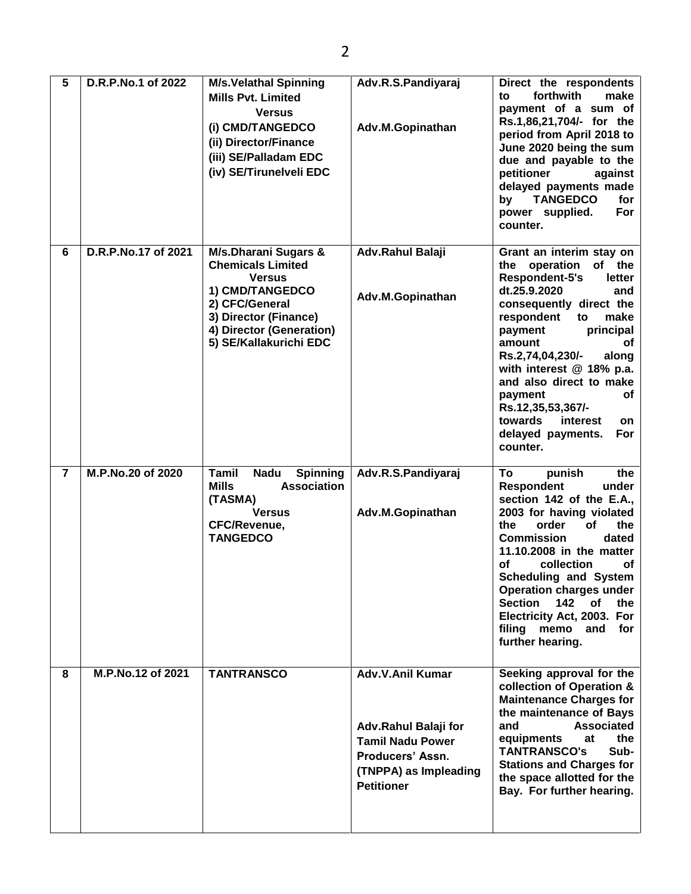| 5 | D.R.P.No.1 of 2022 | M/s.Velathal Spinning Mills Pvt. Limited<br>Versus<br>(i) CMD/TANGEDCO<br>(ii) Director/Finance<br>(iii) SE/Palladam EDC<br>(iv) SE/Tirunelveli EDC | Adv.R.S.Pandiyaraj<br><br>Adv.M.Gopinathan | Direct the respondents to forthwith make payment of a sum of Rs.1,86,21,704/- for the period from April 2018 to June 2020 being the sum due and payable to the petitioner against delayed payments made by TANGEDCO for power supplied. For counter. |
|---|---|---|---|---|
| 6 | D.R.P.No.17 of 2021 | M/s.Dharani Sugars & Chemicals Limited<br>Versus<br>1) CMD/TANGEDCO<br>2) CFC/General<br>3) Director (Finance)<br>4) Director (Generation)<br>5) SE/Kallakurichi EDC | Adv.Rahul Balaji<br><br>Adv.M.Gopinathan | Grant an interim stay on the operation of the Respondent-5's letter dt.25.9.2020 and consequently direct the respondent to make payment principal amount of Rs.2,74,04,230/- along with interest @ 18% p.a. and also direct to make payment of Rs.12,35,53,367/- towards interest on delayed payments. For counter. |
| 7 | M.P.No.20 of 2020 | Tamil Nadu Spinning Mills Association (TASMA)<br>Versus<br>CFC/Revenue, TANGEDCO | Adv.R.S.Pandiyaraj<br><br>Adv.M.Gopinathan | To punish the Respondent under section 142 of the E.A., 2003 for having violated the order of the Commission dated 11.10.2008 in the matter of collection of Scheduling and System Operation charges under Section 142 of the Electricity Act, 2003. For filing memo and for further hearing. |
| 8 | M.P.No.12 of 2021 | TANTRANSCO | Adv.V.Anil Kumar<br><br>Adv.Rahul Balaji for Tamil Nadu Power Producers' Assn. (TNPPA) as Impleading Petitioner | Seeking approval for the collection of Operation & Maintenance Charges for the maintenance of Bays and Associated equipments at the TANTRANSCO's Sub-Stations and Charges for the space allotted for the Bay. For further hearing. |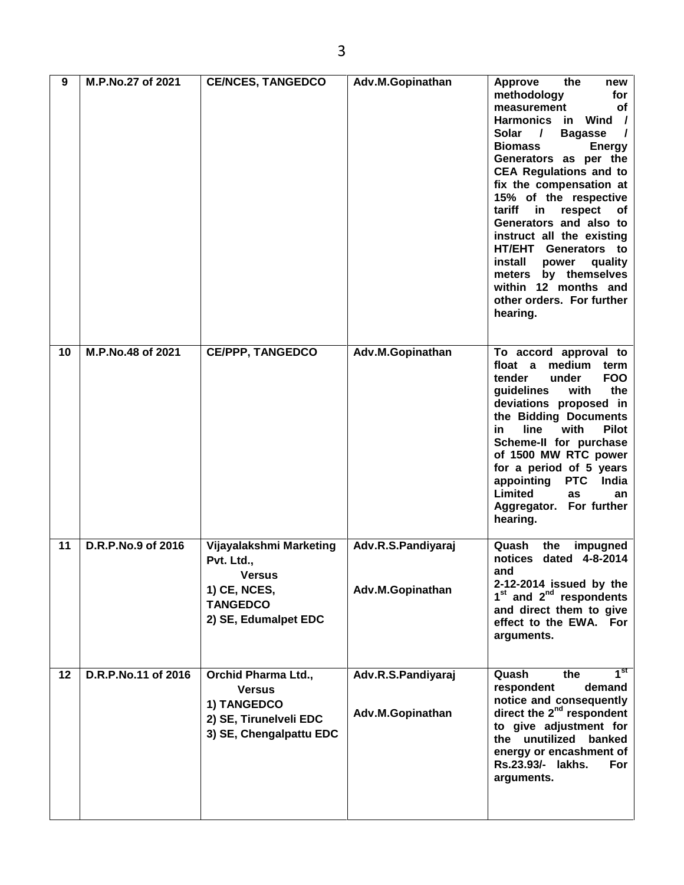| 9 | M.P.No.27 of 2021 | CE/NCES, TANGEDCO | Adv.M.Gopinathan | Approve the new methodology for measurement of Harmonics in Wind / Solar / Bagasse / Biomass Energy Generators as per the CEA Regulations and to fix the compensation at 15% of the respective tariff in respect of Generators and also to instruct all the existing HT/EHT Generators to install power quality meters by themselves within 12 months and other orders. For further hearing. |
|---|---|---|---|---|
| 10 | M.P.No.48 of 2021 | CE/PPP, TANGEDCO | Adv.M.Gopinathan | To accord approval to float a medium term tender under FOO guidelines with the deviations proposed in the Bidding Documents in line with Pilot Scheme-II for purchase of 1500 MW RTC power for a period of 5 years appointing PTC India Limited as an Aggregator. For further hearing. |
| 11 | D.R.P.No.9 of 2016 | Vijayalakshmi Marketing Pvt. Ltd., Versus 1) CE, NCES, TANGEDCO 2) SE, Edumalpet EDC | Adv.R.S.Pandiyaraj<br>Adv.M.Gopinathan | Quash the impugned notices dated 4-8-2014 and 2-12-2014 issued by the 1st and 2nd respondents and direct them to give effect to the EWA. For arguments. |
| 12 | D.R.P.No.11 of 2016 | Orchid Pharma Ltd., Versus 1) TANGEDCO 2) SE, Tirunelveli EDC 3) SE, Chengalpattu EDC | Adv.R.S.Pandiyaraj<br>Adv.M.Gopinathan | Quash the 1st respondent demand notice and consequently direct the 2nd respondent to give adjustment for the unutilized banked energy or encashment of Rs.23.93/- lakhs. For arguments. |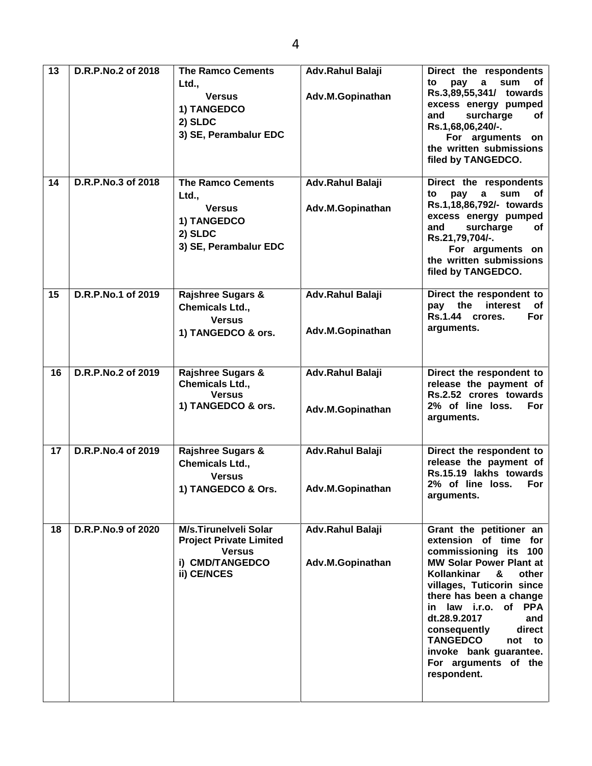| 13 | D.R.P.No.2 of 2018 | The Ramco Cements Ltd., Versus 1) TANGEDCO 2) SLDC 3) SE, Perambalur EDC | Adv.Rahul Balaji Adv.M.Gopinathan | Direct the respondents to pay a sum of Rs.3,89,55,341/ towards excess energy pumped and surcharge of Rs.1,68,06,240/-. For arguments on the written submissions filed by TANGEDCO. |
|---|---|---|---|---|
| 14 | D.R.P.No.3 of 2018 | The Ramco Cements Ltd., Versus 1) TANGEDCO 2) SLDC 3) SE, Perambalur EDC | Adv.Rahul Balaji Adv.M.Gopinathan | Direct the respondents to pay a sum of Rs.1,18,86,792/- towards excess energy pumped and surcharge of Rs.21,79,704/-. For arguments on the written submissions filed by TANGEDCO. |
| 15 | D.R.P.No.1 of 2019 | Rajshree Sugars & Chemicals Ltd., Versus 1) TANGEDCO & ors. | Adv.Rahul Balaji Adv.M.Gopinathan | Direct the respondent to pay the interest of Rs.1.44 crores. For arguments. |
| 16 | D.R.P.No.2 of 2019 | Rajshree Sugars & Chemicals Ltd., Versus 1) TANGEDCO & ors. | Adv.Rahul Balaji Adv.M.Gopinathan | Direct the respondent to release the payment of Rs.2.52 crores towards 2% of line loss. For arguments. |
| 17 | D.R.P.No.4 of 2019 | Rajshree Sugars & Chemicals Ltd., Versus 1) TANGEDCO & Ors. | Adv.Rahul Balaji Adv.M.Gopinathan | Direct the respondent to release the payment of Rs.15.19 lakhs towards 2% of line loss. For arguments. |
| 18 | D.R.P.No.9 of 2020 | M/s.Tirunelveli Solar Project Private Limited Versus i) CMD/TANGEDCO ii) CE/NCES | Adv.Rahul Balaji Adv.M.Gopinathan | Grant the petitioner an extension of time for commissioning its 100 MW Solar Power Plant at Kollankinar & other villages, Tuticorin since there has been a change in law i.r.o. of PPA dt.28.9.2017 and consequently direct TANGEDCO not to invoke bank guarantee. For arguments of the respondent. |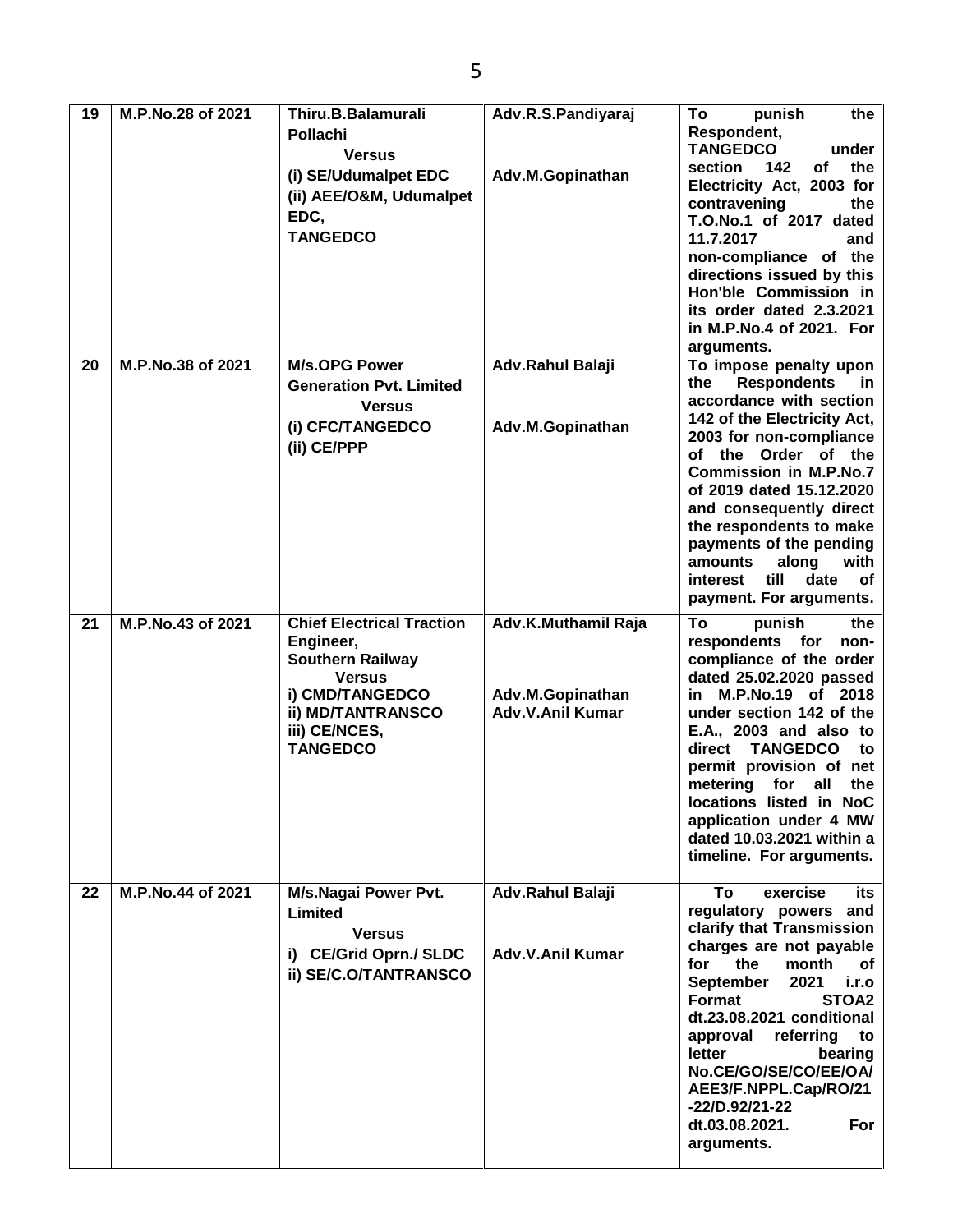| 19 | M.P.No.28 of 2021 | Thiru.B.Balamurali Pollachi Versus (i) SE/Udumalpet EDC (ii) AEE/O&M, Udumalpet EDC, TANGEDCO | Adv.R.S.Pandiyaraj<br><br>Adv.M.Gopinathan | To punish the Respondent, TANGEDCO under section 142 of the Electricity Act, 2003 for contravening the T.O.No.1 of 2017 dated 11.7.2017 and non-compliance of the directions issued by this Hon'ble Commission in its order dated 2.3.2021 in M.P.No.4 of 2021. For arguments. |
|---|---|---|---|---|
| 20 | M.P.No.38 of 2021 | M/s.OPG Power Generation Pvt. Limited Versus (i) CFC/TANGEDCO (ii) CE/PPP | Adv.Rahul Balaji<br><br>Adv.M.Gopinathan | To impose penalty upon the Respondents in accordance with section 142 of the Electricity Act, 2003 for non-compliance of the Order of the Commission in M.P.No.7 of 2019 dated 15.12.2020 and consequently direct the respondents to make payments of the pending amounts along with interest till date of payment. For arguments. |
| 21 | M.P.No.43 of 2021 | Chief Electrical Traction Engineer, Southern Railway Versus i) CMD/TANGEDCO ii) MD/TANTRANSCO iii) CE/NCES, TANGEDCO | Adv.K.Muthamil Raja<br><br>Adv.M.Gopinathan<br>Adv.V.Anil Kumar | To punish the respondents for non-compliance of the order dated 25.02.2020 passed in M.P.No.19 of 2018 under section 142 of the E.A., 2003 and also to direct TANGEDCO to permit provision of net metering for all the locations listed in NoC application under 4 MW dated 10.03.2021 within a timeline. For arguments. |
| 22 | M.P.No.44 of 2021 | M/s.Nagai Power Pvt. Limited Versus i) CE/Grid Oprn./ SLDC ii) SE/C.O/TANTRANSCO | Adv.Rahul Balaji<br><br>Adv.V.Anil Kumar | To exercise its regulatory powers and clarify that Transmission charges are not payable for the month of September 2021 i.r.o Format STOA2 dt.23.08.2021 conditional approval referring to letter bearing No.CE/GO/SE/CO/EE/OA/AEE3/F.NPPL.Cap/RO/21-22/D.92/21-22 dt.03.08.2021. For arguments. |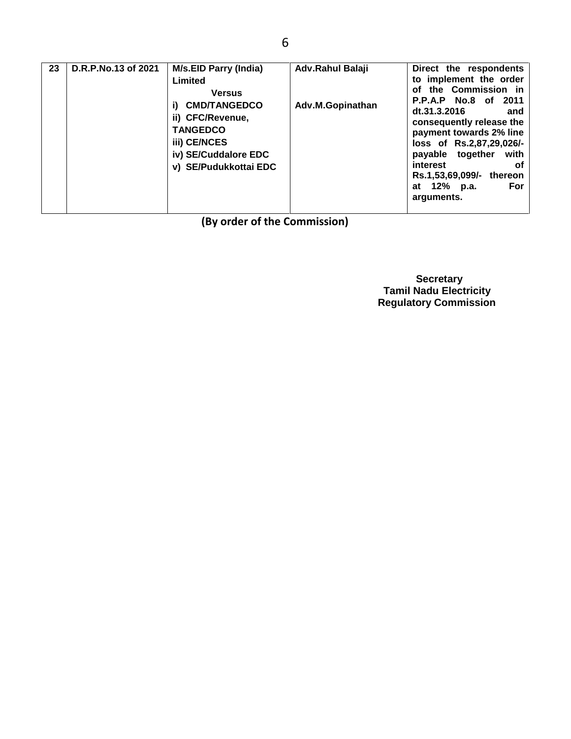| 23 | D.R.P.No.13 of 2021 | M/s.EID Parry (India) Limited<br>Versus<br>i) CMD/TANGEDCO<br>ii) CFC/Revenue, TANGEDCO<br>iii) CE/NCES<br>iv) SE/Cuddalore EDC<br>v) SE/Pudukkottai EDC | Adv.Rahul Balaji<br><br>Adv.M.Gopinathan | Direct the respondents to implement the order of the Commission in P.P.A.P No.8 of 2011 dt.31.3.2016 and consequently release the payment towards 2% line loss of Rs.2,87,29,026/- payable together with interest of Rs.1,53,69,099/- thereon at 12% p.a. For arguments. |
|---|---|---|---|---|

**(By order of the Commission)**

**Secretary**
**Tamil Nadu Electricity Regulatory Commission**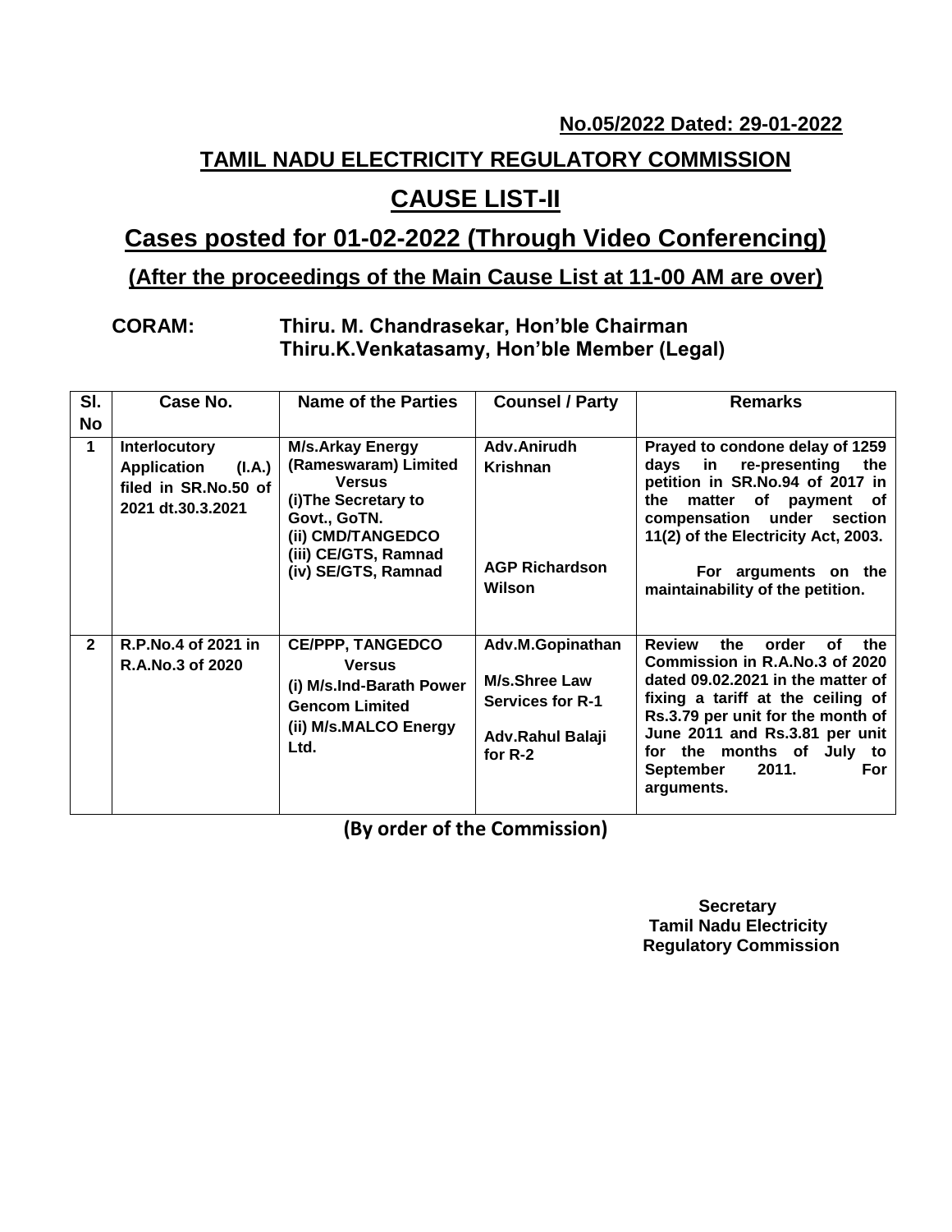**No.05/2022 Dated: 29-01-2022**

# TAMIL NADU ELECTRICITY REGULATORY COMMISSION

# CAUSE LIST-II

## Cases posted for 01-02-2022 (Through Video Conferencing)

### (After the proceedings of the Main Cause List at 11-00 AM are over)

**CORAM:** **Thiru. M. Chandrasekar, Hon'ble Chairman**
**Thiru.K.Venkatasamy, Hon'ble Member (Legal)**

| Sl. No | Case No. | Name of the Parties | Counsel / Party | Remarks |
|---|---|---|---|---|
| 1 | Interlocutory Application (I.A.) filed in SR.No.50 of 2021 dt.30.3.2021 | M/s.Arkay Energy (Rameswaram) Limited Versus (i)The Secretary to Govt., GoTN. (ii) CMD/TANGEDCO (iii) CE/GTS, Ramnad (iv) SE/GTS, Ramnad | Adv.Anirudh Krishnan<br><br>AGP Richardson Wilson | Prayed to condone delay of 1259 days in re-presenting the petition in SR.No.94 of 2017 in the matter of payment of compensation under section 11(2) of the Electricity Act, 2003.<br><br>For arguments on the maintainability of the petition. |
| 2 | R.P.No.4 of 2021 in R.A.No.3 of 2020 | CE/PPP, TANGEDCO Versus (i) M/s.Ind-Barath Power Gencom Limited (ii) M/s.MALCO Energy Ltd. | Adv.M.Gopinathan<br><br>M/s.Shree Law Services for R-1<br><br>Adv.Rahul Balaji for R-2 | Review the order of the Commission in R.A.No.3 of 2020 dated 09.02.2021 in the matter of fixing a tariff at the ceiling of Rs.3.79 per unit for the month of June 2011 and Rs.3.81 per unit for the months of July to September 2011. For arguments. |

**(By order of the Commission)**

**Secretary**
**Tamil Nadu Electricity Regulatory Commission**